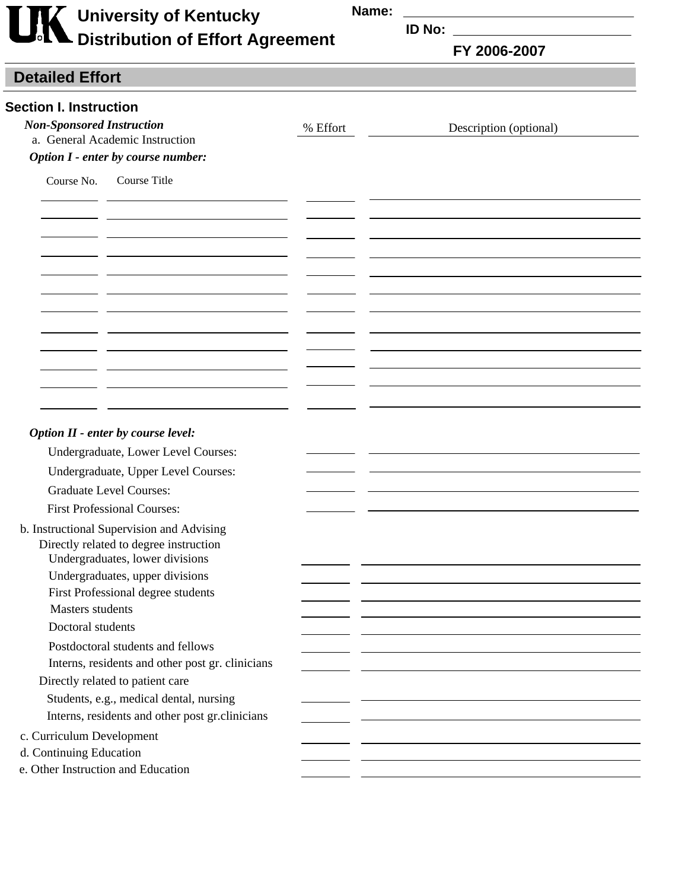# University of Kentucky
# Distribution of Effort Agreement

**Name:** ______________________________

**ID No:** ______________________________

**FY 2006-2007**

## Detailed Effort

### Section I. Instruction

***Non-Sponsored Instruction***

a. General Academic Instruction

***Option I - enter by course number:***

| Course No. | Course Title | % Effort | Description (optional) |
|---|---|---|---|
| | | | |
| | | | |
| | | | |
| | | | |
| | | | |
| | | | |
| | | | |
| | | | |
| | | | |
| | | | |
| | | | |
| | | | |

***Option II - enter by course level:***

| | % Effort | Description (optional) |
|---|---|---|
| Undergraduate, Lower Level Courses: | | |
| Undergraduate, Upper Level Courses: | | |
| Graduate Level Courses: | | |
| First Professional Courses: | | |

b. Instructional Supervision and Advising

| | % Effort | Description (optional) |
|---|---|---|
| **Directly related to degree instruction** | | |
| Undergraduates, lower divisions | | |
| Undergraduates, upper divisions | | |
| First Professional degree students | | |
| Masters students | | |
| Doctoral students | | |
| Postdoctoral students and fellows | | |
| Interns, residents and other post gr. clinicians | | |
| **Directly related to patient care** | | |
| Students, e.g., medical dental, nursing | | |
| Interns, residents and other post gr.clinicians | | |

| | % Effort | Description (optional) |
|---|---|---|
| c. Curriculum Development | | |
| d. Continuing Education | | |
| e. Other Instruction and Education | | |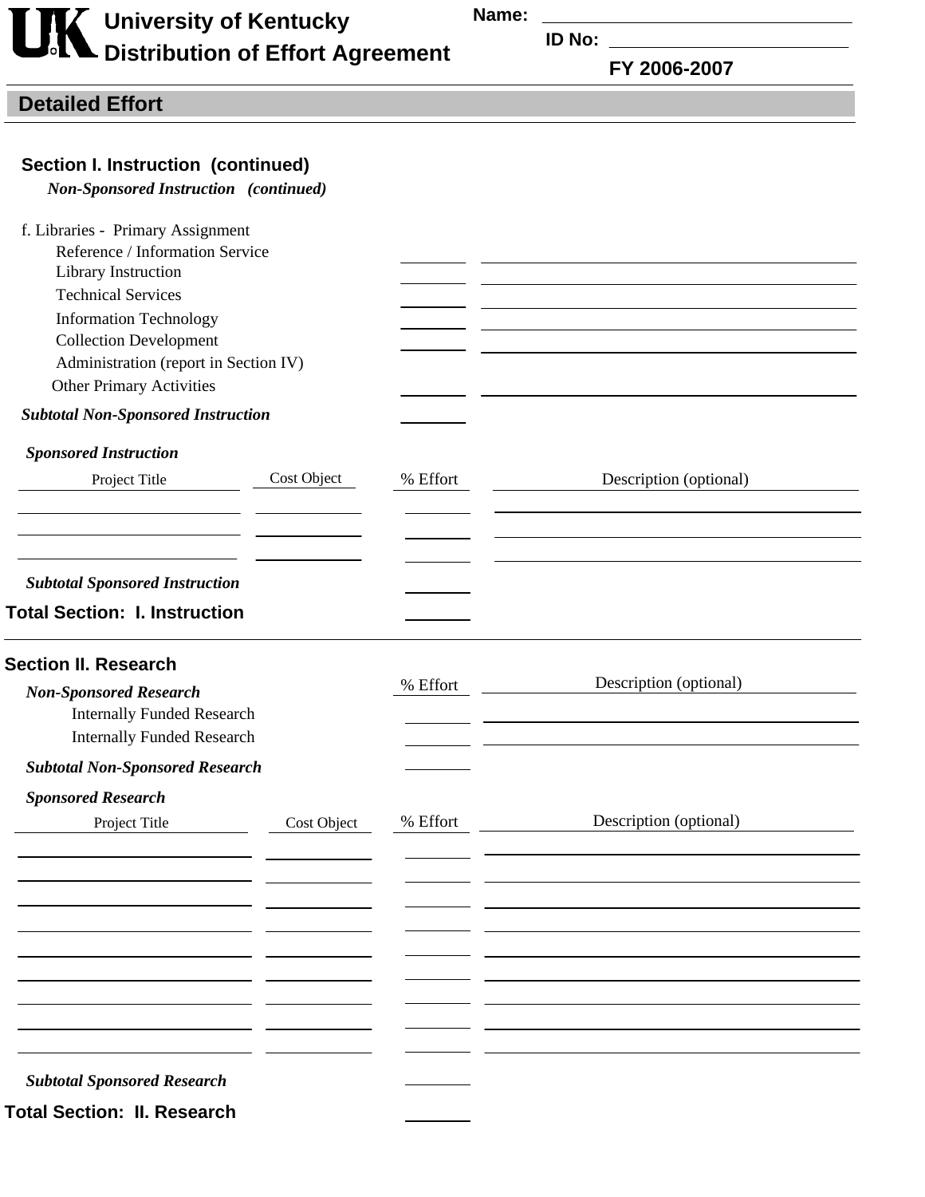# University of Kentucky Distribution of Effort Agreement

**Name:** ____________________

**ID No:** ____________________

**FY 2006-2007**

## Detailed Effort

### Section I. Instruction (continued)

***Non-Sponsored Instruction (continued)***

f. Libraries - Primary Assignment

| | % Effort | Description |
|---|---|---|
| Reference / Information Service | | |
| Library Instruction | | |
| Technical Services | | |
| Information Technology | | |
| Collection Development | | |
| Administration (report in Section IV) | | |
| Other Primary Activities | | |
| ***Subtotal Non-Sponsored Instruction*** | | |

***Sponsored Instruction***

| Project Title | Cost Object | % Effort | Description (optional) |
|---|---|---|---|
| | | | |
| | | | |
| | | | |
| ***Subtotal Sponsored Instruction*** | | | |
| **Total Section: I. Instruction** | | | |

### Section II. Research

| ***Non-Sponsored Research*** | % Effort | Description (optional) |
|---|---|---|
| Internally Funded Research | | |
| Internally Funded Research | | |
| ***Subtotal Non-Sponsored Research*** | | |

***Sponsored Research***

| Project Title | Cost Object | % Effort | Description (optional) |
|---|---|---|---|
| | | | |
| | | | |
| | | | |
| | | | |
| | | | |
| | | | |
| | | | |
| | | | |
| | | | |
| ***Subtotal Sponsored Research*** | | | |
| **Total Section: II. Research** | | | |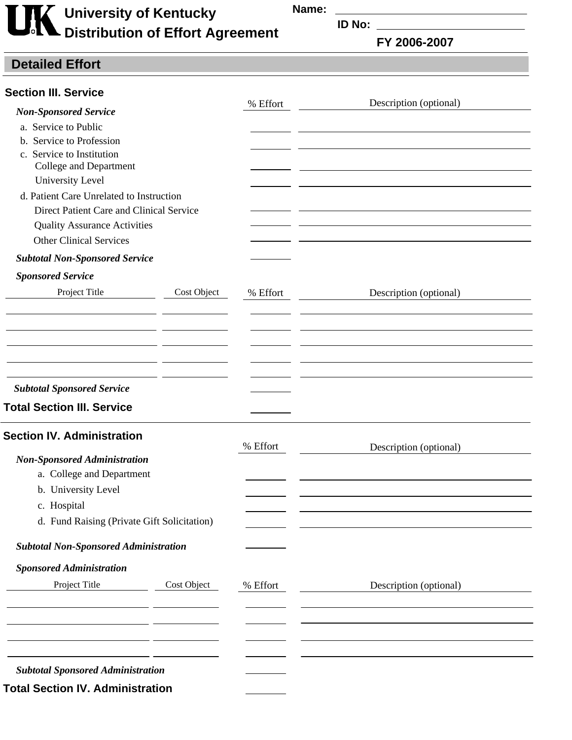# University of Kentucky Distribution of Effort Agreement

**Name:** ____________________

**ID No:** ____________________

**FY 2006-2007**

## Detailed Effort

### Section III. Service

| ***Non-Sponsored Service*** | % Effort | Description (optional) |
|---|---|---|
| a. Service to Public | | |
| b. Service to Profession | | |
| c. Service to Institution | | |
| College and Department | | |
| University Level | | |
| d. Patient Care Unrelated to Instruction | | |
| Direct Patient Care and Clinical Service | | |
| Quality Assurance Activities | | |
| Other Clinical Services | | |
| ***Subtotal Non-Sponsored Service*** | | |

***Sponsored Service***

| Project Title | Cost Object | % Effort | Description (optional) |
|---|---|---|---|
| | | | |
| | | | |
| | | | |
| | | | |
| | | | |
| ***Subtotal Sponsored Service*** | | | |
| **Total Section III. Service** | | | |

### Section IV. Administration

| ***Non-Sponsored Administration*** | % Effort | Description (optional) |
|---|---|---|
| a. College and Department | | |
| b. University Level | | |
| c. Hospital | | |
| d. Fund Raising (Private Gift Solicitation) | | |
| ***Subtotal Non-Sponsored Administration*** | | |

***Sponsored Administration***

| Project Title | Cost Object | % Effort | Description (optional) |
|---|---|---|---|
| | | | |
| | | | |
| | | | |
| | | | |
| ***Subtotal Sponsored Administration*** | | | |
| **Total Section IV. Administration** | | | |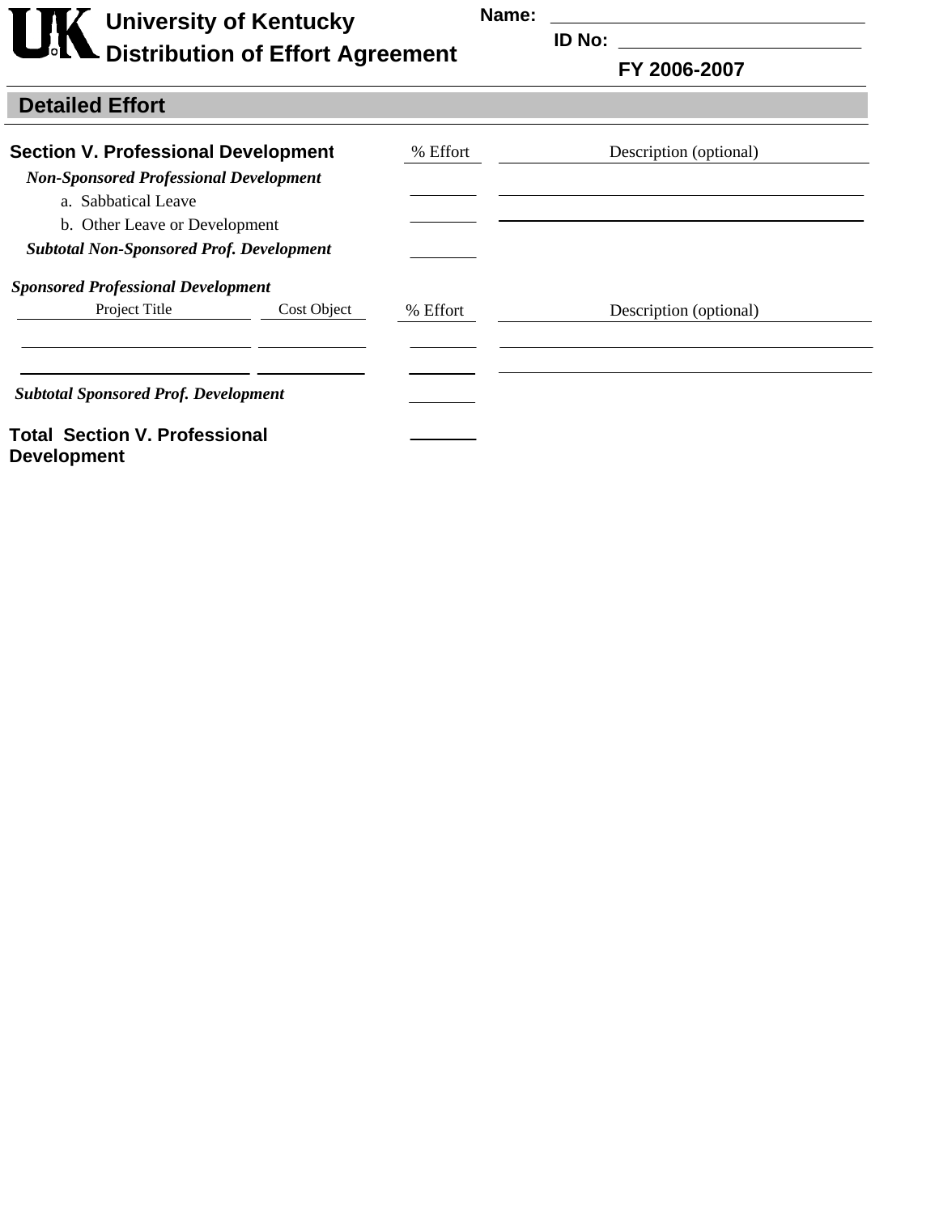# University of Kentucky Distribution of Effort Agreement

**Name:** ____________________

**ID No:** ____________________

**FY 2006-2007**

## Detailed Effort

### Section V. Professional Development

| | % Effort | Description (optional) |
|---|---|---|
| ***Non-Sponsored Professional Development*** | | |
| a. Sabbatical Leave | | |
| b. Other Leave or Development | | |
| ***Subtotal Non-Sponsored Prof. Development*** | | |

***Sponsored Professional Development***

| Project Title | Cost Object | % Effort | Description (optional) |
|---|---|---|---|
| | | | |
| | | | |
| ***Subtotal Sponsored Prof. Development*** | | | |

**Total Section V. Professional Development** ________